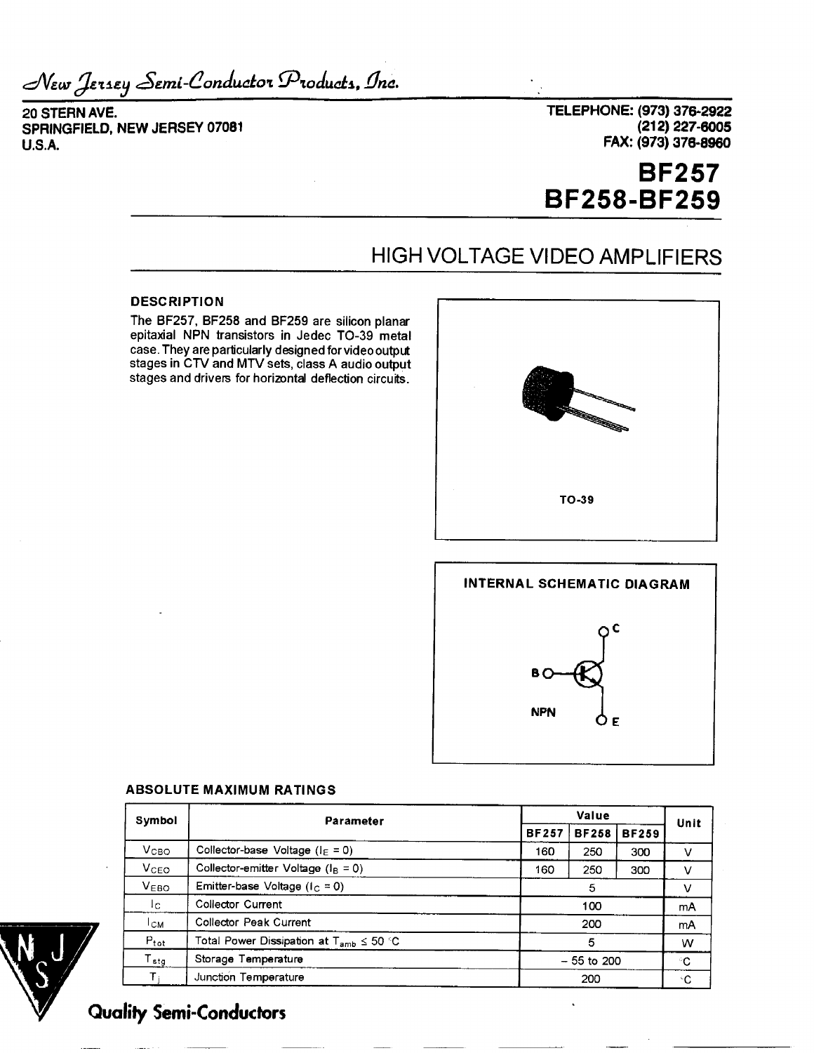*New Jersey Semi-Conductor Products, Inc.*

20 STERN AVE.
SPRINGFIELD, NEW JERSEY 07081
U.S.A.

TELEPHONE: (973) 376-2922
(212) 227-6005
FAX: (973) 376-8960

# BF257
# BF258-BF259

## HIGH VOLTAGE VIDEO AMPLIFIERS

### DESCRIPTION

The BF257, BF258 and BF259 are silicon planar epitaxial NPN transistors in Jedec TO-39 metal case. They are particularly designed for video output stages in CTV and MTV sets, class A audio output stages and drivers for horizontal deflection circuits.

TO-39

### INTERNAL SCHEMATIC DIAGRAM

NPN

### ABSOLUTE MAXIMUM RATINGS

| Symbol | Parameter | Value | | | Unit |
|---|---|---|---|---|---|
| | | BF257 | BF258 | BF259 | |
| $V_{CBO}$ | Collector-base Voltage ($I_E = 0$) | 160 | 250 | 300 | V |
| $V_{CEO}$ | Collector-emitter Voltage ($I_B = 0$) | 160 | 250 | 300 | V |
| $V_{EBO}$ | Emitter-base Voltage ($I_C = 0$) | 5 | | | V |
| $I_C$ | Collector Current | 100 | | | mA |
| $I_{CM}$ | Collector Peak Current | 200 | | | mA |
| $P_{tot}$ | Total Power Dissipation at $T_{amb} \leq 50$ °C | 5 | | | W |
| $T_{stg}$ | Storage Temperature | – 55 to 200 | | | °C |
| $T_j$ | Junction Temperature | 200 | | | °C |

Quality Semi-Conductors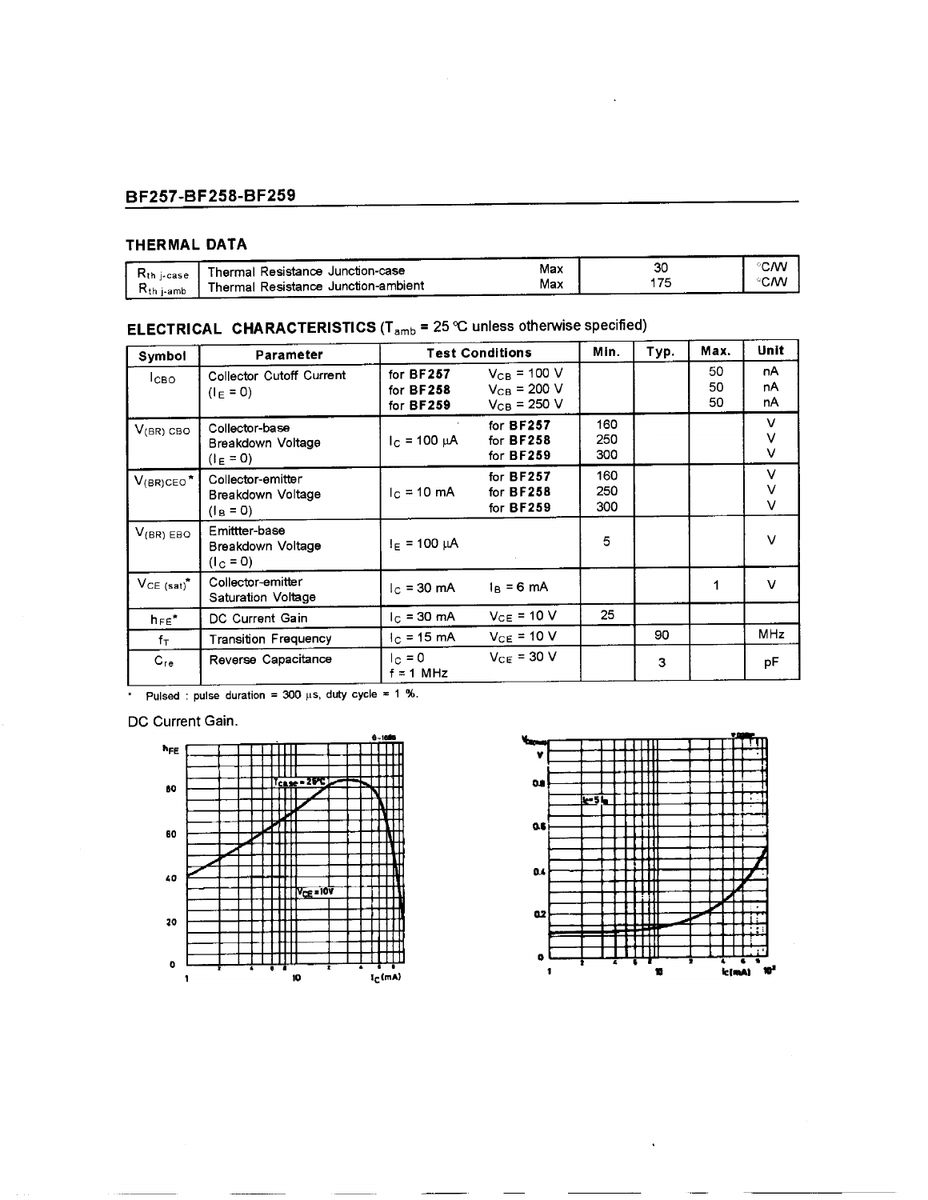## THERMAL DATA

| | | | | |
|---|---|---|---|---|
| $R_{th\ j\text{-}case}$ | Thermal Resistance Junction-case | Max | 30 | °C/W |
| $R_{th\ j\text{-}amb}$ | Thermal Resistance Junction-ambient | Max | 175 | °C/W |

## ELECTRICAL CHARACTERISTICS ($T_{amb}$ = 25 °C unless otherwise specified)

| Symbol | Parameter | Test Conditions | | Min. | Typ. | Max. | Unit |
|---|---|---|---|---|---|---|---|
| $I_{CBO}$ | Collector Cutoff Current ($I_E$ = 0) | for **BF257**<br>for **BF258**<br>for **BF259** | $V_{CB}$ = 100 V<br>$V_{CB}$ = 200 V<br>$V_{CB}$ = 250 V | | | 50<br>50<br>50 | nA<br>nA<br>nA |
| $V_{(BR)\ CBO}$ | Collector-base Breakdown Voltage ($I_E$ = 0) | $I_C$ = 100 µA | for **BF257**<br>for **BF258**<br>for **BF259** | 160<br>250<br>300 | | | V<br>V<br>V |
| $V_{(BR)CEO}$* | Collector-emitter Breakdown Voltage ($I_B$ = 0) | $I_C$ = 10 mA | for **BF257**<br>for **BF258**<br>for **BF259** | 160<br>250<br>300 | | | V<br>V<br>V |
| $V_{(BR)\ EBO}$ | Emittter-base Breakdown Voltage ($I_C$ = 0) | $I_E$ = 100 µA | | 5 | | | V |
| $V_{CE\ (sat)}$* | Collector-emitter Saturation Voltage | $I_C$ = 30 mA | $I_B$ = 6 mA | | | 1 | V |
| $h_{FE}$* | DC Current Gain | $I_C$ = 30 mA | $V_{CE}$ = 10 V | 25 | | | |
| $f_T$ | Transition Frequency | $I_C$ = 15 mA | $V_{CE}$ = 10 V | | 90 | | MHz |
| $C_{re}$ | Reverse Capacitance | $I_C$ = 0<br>f = 1 MHz | $V_{CE}$ = 30 V | | 3 | | pF |

\* Pulsed : pulse duration = 300 µs, duty cycle = 1 %.

DC Current Gain.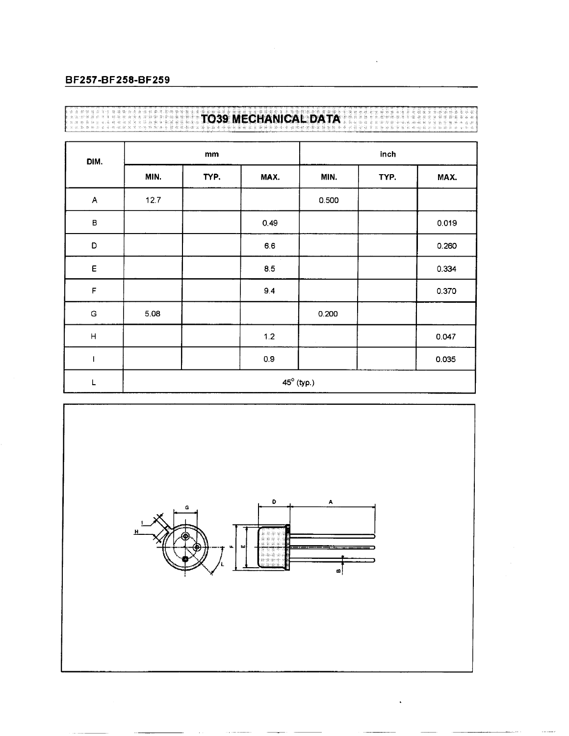## TO39 MECHANICAL DATA

| DIM. | mm | | | inch | | |
|---|---|---|---|---|---|---|
| | MIN. | TYP. | MAX. | MIN. | TYP. | MAX. |
| A | 12.7 | | | 0.500 | | |
| B | | | 0.49 | | | 0.019 |
| D | | | 6.6 | | | 0.260 |
| E | | | 8.5 | | | 0.334 |
| F | | | 9.4 | | | 0.370 |
| G | 5.08 | | | 0.200 | | |
| H | | | 1.2 | | | 0.047 |
| I | | | 0.9 | | | 0.035 |
| L | 45° (typ.) | | | | | |

G
I
H
L
D
A
F
E
B